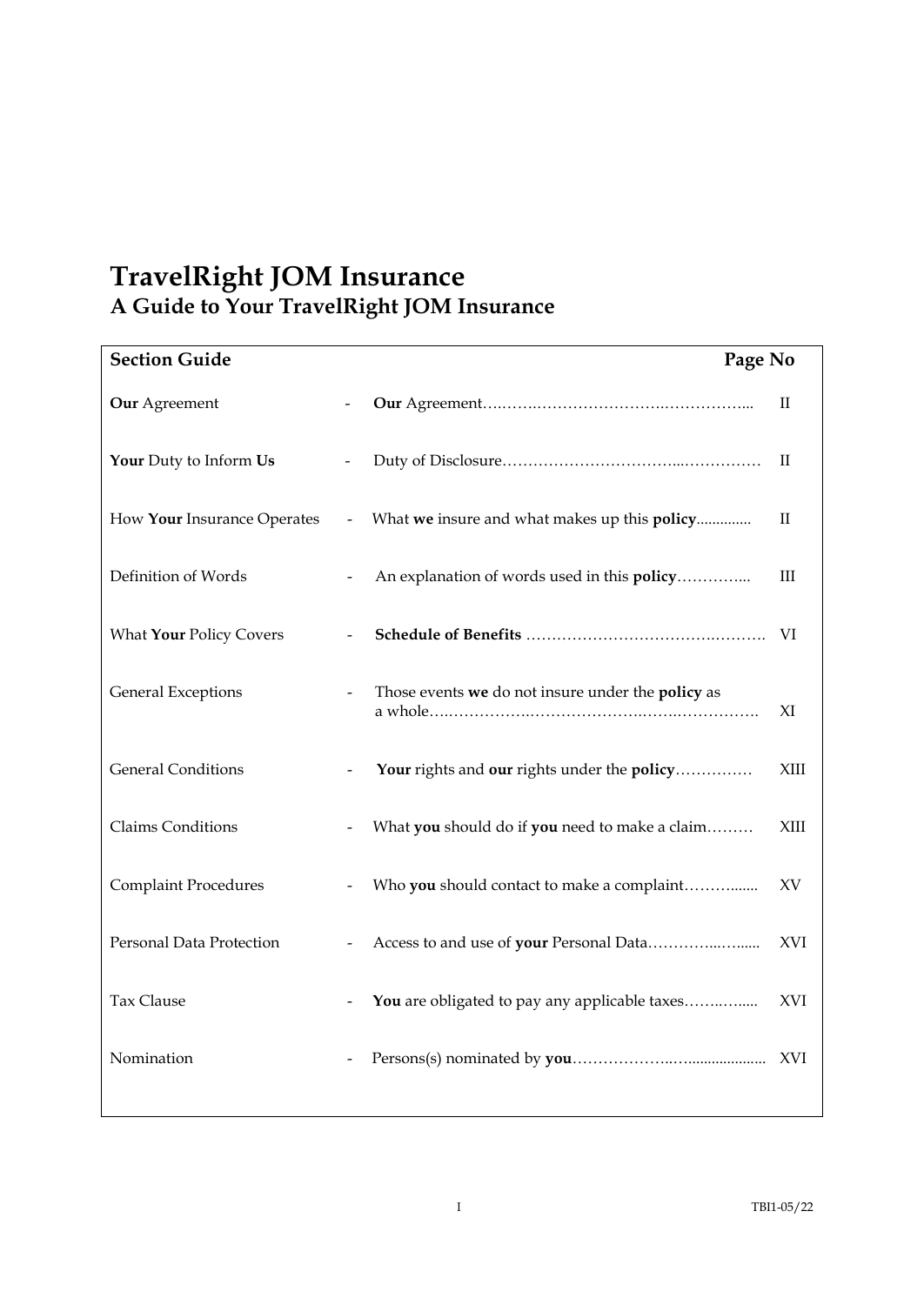# TravelRight JOM Insurance

## A Guide to Your TravelRight JOM Insurance

| Section Guide | | | Page No |
|---|---|---|---|
| **Our** Agreement | - | **Our** Agreement…………………………………………………... | II |
| **Your** Duty to Inform **Us** | - | Duty of Disclosure……………………………...…………… | II |
| How **Your** Insurance Operates | - | What **we** insure and what makes up this **policy**............. | II |
| Definition of Words | - | An explanation of words used in this **policy**…………... | III |
| What **Your** Policy Covers | - | **Schedule of Benefits** ……………………………………… | VI |
| General Exceptions | - | Those events **we** do not insure under the **policy** as a whole…………………………………………………………. | XI |
| General Conditions | - | **Your** rights and **our** rights under the **policy**…………… | XIII |
| Claims Conditions | - | What **you** should do if **you** need to make a claim……… | XIII |
| Complaint Procedures | - | Who **you** should contact to make a complaint………...... | XV |
| Personal Data Protection | - | Access to and use of **your** Personal Data…………...…..... | XVI |
| Tax Clause | - | **You** are obligated to pay any applicable taxes……..…..... | XVI |
| Nomination | - | Persons(s) nominated by **you**………………..…................... | XVI |

TBI1-05/22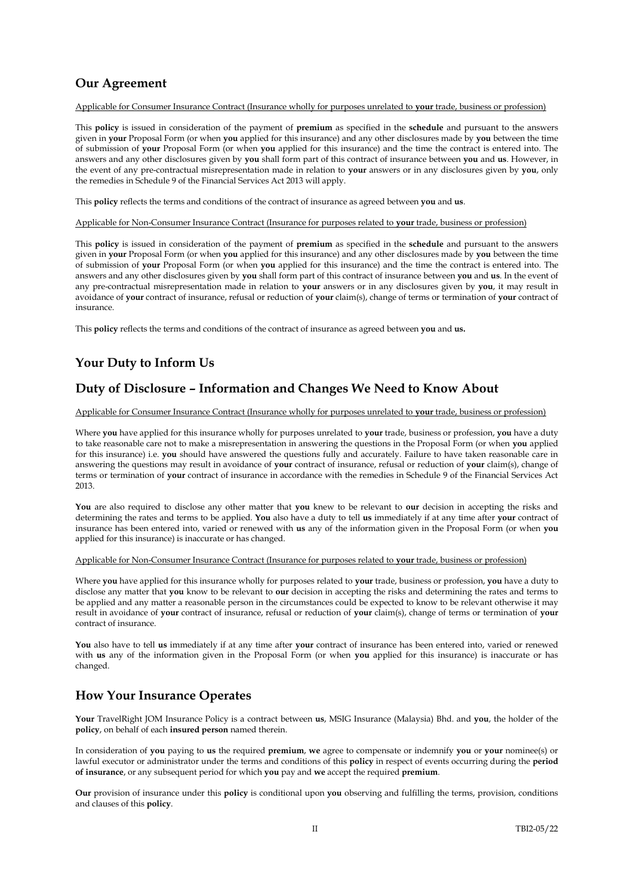## Our Agreement

Applicable for Consumer Insurance Contract (Insurance wholly for purposes unrelated to **your** trade, business or profession)

This **policy** is issued in consideration of the payment of **premium** as specified in the **schedule** and pursuant to the answers given in **your** Proposal Form (or when **you** applied for this insurance) and any other disclosures made by **you** between the time of submission of **your** Proposal Form (or when **you** applied for this insurance) and the time the contract is entered into. The answers and any other disclosures given by **you** shall form part of this contract of insurance between **you** and **us**. However, in the event of any pre-contractual misrepresentation made in relation to **your** answers or in any disclosures given by **you**, only the remedies in Schedule 9 of the Financial Services Act 2013 will apply.

This **policy** reflects the terms and conditions of the contract of insurance as agreed between **you** and **us**.

Applicable for Non-Consumer Insurance Contract (Insurance for purposes related to **your** trade, business or profession)

This **policy** is issued in consideration of the payment of **premium** as specified in the **schedule** and pursuant to the answers given in **your** Proposal Form (or when **you** applied for this insurance) and any other disclosures made by **you** between the time of submission of **your** Proposal Form (or when **you** applied for this insurance) and the time the contract is entered into. The answers and any other disclosures given by **you** shall form part of this contract of insurance between **you** and **us**. In the event of any pre-contractual misrepresentation made in relation to **your** answers or in any disclosures given by **you**, it may result in avoidance of **your** contract of insurance, refusal or reduction of **your** claim(s), change of terms or termination of **your** contract of insurance.

This **policy** reflects the terms and conditions of the contract of insurance as agreed between **you** and **us.**

## Your Duty to Inform Us

## Duty of Disclosure – Information and Changes We Need to Know About

Applicable for Consumer Insurance Contract (Insurance wholly for purposes unrelated to **your** trade, business or profession)

Where **you** have applied for this insurance wholly for purposes unrelated to **your** trade, business or profession, **you** have a duty to take reasonable care not to make a misrepresentation in answering the questions in the Proposal Form (or when **you** applied for this insurance) i.e. **you** should have answered the questions fully and accurately. Failure to have taken reasonable care in answering the questions may result in avoidance of **your** contract of insurance, refusal or reduction of **your** claim(s), change of terms or termination of **your** contract of insurance in accordance with the remedies in Schedule 9 of the Financial Services Act 2013.

**You** are also required to disclose any other matter that **you** knew to be relevant to **our** decision in accepting the risks and determining the rates and terms to be applied. **You** also have a duty to tell **us** immediately if at any time after **your** contract of insurance has been entered into, varied or renewed with **us** any of the information given in the Proposal Form (or when **you** applied for this insurance) is inaccurate or has changed.

Applicable for Non-Consumer Insurance Contract (Insurance for purposes related to **your** trade, business or profession)

Where **you** have applied for this insurance wholly for purposes related to **your** trade, business or profession, **you** have a duty to disclose any matter that **you** know to be relevant to **our** decision in accepting the risks and determining the rates and terms to be applied and any matter a reasonable person in the circumstances could be expected to know to be relevant otherwise it may result in avoidance of **your** contract of insurance, refusal or reduction of **your** claim(s), change of terms or termination of **your** contract of insurance.

**You** also have to tell **us** immediately if at any time after **your** contract of insurance has been entered into, varied or renewed with **us** any of the information given in the Proposal Form (or when **you** applied for this insurance) is inaccurate or has changed.

## How Your Insurance Operates

**Your** TravelRight JOM Insurance Policy is a contract between **us**, MSIG Insurance (Malaysia) Bhd. and **you**, the holder of the **policy**, on behalf of each **insured person** named therein.

In consideration of **you** paying to **us** the required **premium**, **we** agree to compensate or indemnify **you** or **your** nominee(s) or lawful executor or administrator under the terms and conditions of this **policy** in respect of events occurring during the **period of insurance**, or any subsequent period for which **you** pay and **we** accept the required **premium**.

**Our** provision of insurance under this **policy** is conditional upon **you** observing and fulfilling the terms, provision, conditions and clauses of this **policy**.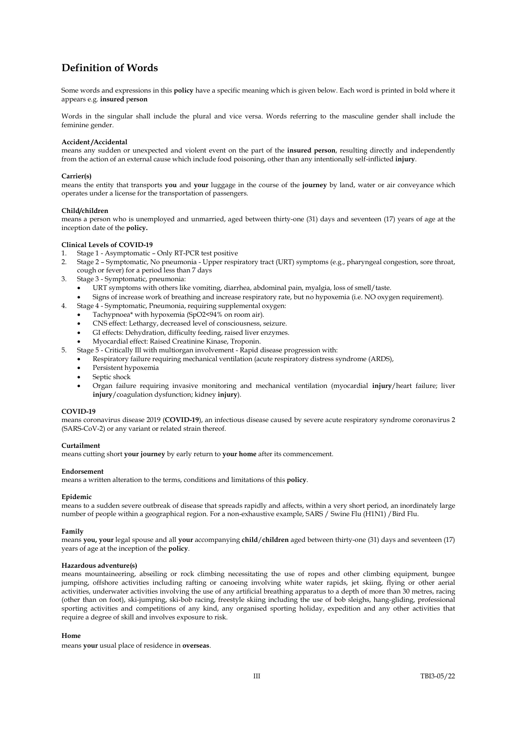## Definition of Words

Some words and expressions in this **policy** have a specific meaning which is given below. Each word is printed in bold where it appears e.g. **insured person**

Words in the singular shall include the plural and vice versa. Words referring to the masculine gender shall include the feminine gender.

**Accident/Accidental**
means any sudden or unexpected and violent event on the part of the **insured person**, resulting directly and independently from the action of an external cause which include food poisoning, other than any intentionally self-inflicted **injury**.

**Carrier(s)**
means the entity that transports **you** and **your** luggage in the course of the **journey** by land, water or air conveyance which operates under a license for the transportation of passengers.

**Child/children**
means a person who is unemployed and unmarried, aged between thirty-one (31) days and seventeen (17) years of age at the inception date of the **policy.**

**Clinical Levels of COVID-19**

1. Stage 1 - Asymptomatic – Only RT-PCR test positive
2. Stage 2 – Symptomatic, No pneumonia - Upper respiratory tract (URT) symptoms (e.g., pharyngeal congestion, sore throat, cough or fever) for a period less than 7 days
3. Stage 3 - Symptomatic, pneumonia:
   - URT symptoms with others like vomiting, diarrhea, abdominal pain, myalgia, loss of smell/taste.
   - Signs of increase work of breathing and increase respiratory rate, but no hypoxemia (i.e. NO oxygen requirement).
4. Stage 4 - Symptomatic, Pneumonia, requiring supplemental oxygen:
   - Tachypnoea* with hypoxemia (SpO2<94% on room air).
   - CNS effect: Lethargy, decreased level of consciousness, seizure.
   - GI effects: Dehydration, difficulty feeding, raised liver enzymes.
   - Myocardial effect: Raised Creatinine Kinase, Troponin.
5. Stage 5 - Critically Ill with multiorgan involvement - Rapid disease progression with:
   - Respiratory failure requiring mechanical ventilation (acute respiratory distress syndrome (ARDS),
   - Persistent hypoxemia
   - Septic shock
   - Organ failure requiring invasive monitoring and mechanical ventilation (myocardial **injury**/heart failure; liver **injury**/coagulation dysfunction; kidney **injury**).

**COVID-19**
means coronavirus disease 2019 (**COVID-19**), an infectious disease caused by severe acute respiratory syndrome coronavirus 2 (SARS-CoV-2) or any variant or related strain thereof.

**Curtailment**
means cutting short **your journey** by early return to **your home** after its commencement.

**Endorsement**
means a written alteration to the terms, conditions and limitations of this **policy**.

**Epidemic**
means to a sudden severe outbreak of disease that spreads rapidly and affects, within a very short period, an inordinately large number of people within a geographical region. For a non-exhaustive example, SARS / Swine Flu (H1N1) /Bird Flu.

**Family**
means **you, your** legal spouse and all **your** accompanying **child/children** aged between thirty-one (31) days and seventeen (17) years of age at the inception of the **policy**.

**Hazardous adventure(s)**
means mountaineering, abseiling or rock climbing necessitating the use of ropes and other climbing equipment, bungee jumping, offshore activities including rafting or canoeing involving white water rapids, jet skiing, flying or other aerial activities, underwater activities involving the use of any artificial breathing apparatus to a depth of more than 30 metres, racing (other than on foot), ski-jumping, ski-bob racing, freestyle skiing including the use of bob sleighs, hang-gliding, professional sporting activities and competitions of any kind, any organised sporting holiday, expedition and any other activities that require a degree of skill and involves exposure to risk.

**Home**
means **your** usual place of residence in **overseas**.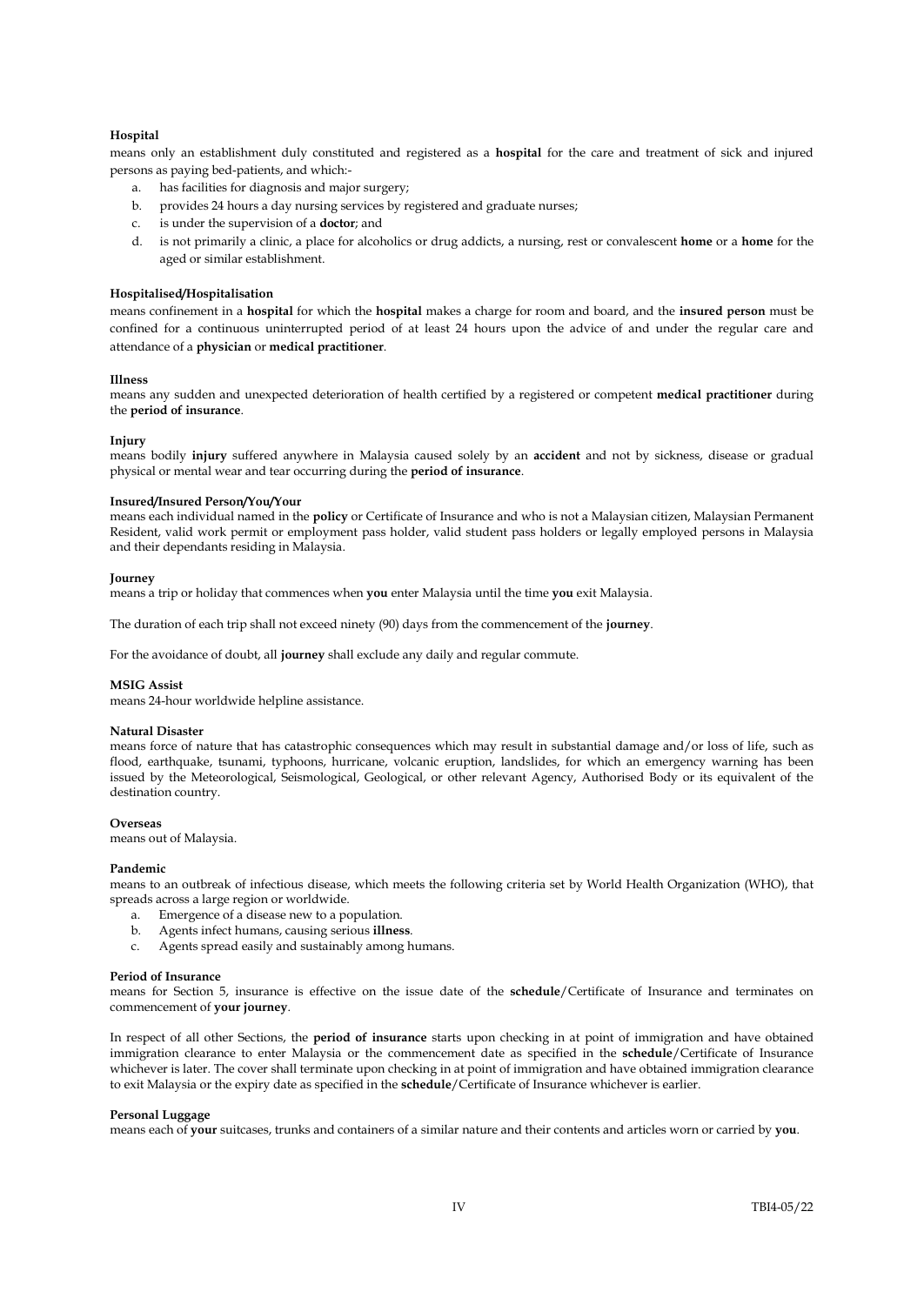**Hospital**

means only an establishment duly constituted and registered as a **hospital** for the care and treatment of sick and injured persons as paying bed-patients, and which:-

a. has facilities for diagnosis and major surgery;
b. provides 24 hours a day nursing services by registered and graduate nurses;
c. is under the supervision of a **doctor**; and
d. is not primarily a clinic, a place for alcoholics or drug addicts, a nursing, rest or convalescent **home** or a **home** for the aged or similar establishment.

**Hospitalised/Hospitalisation**

means confinement in a **hospital** for which the **hospital** makes a charge for room and board, and the **insured person** must be confined for a continuous uninterrupted period of at least 24 hours upon the advice of and under the regular care and attendance of a **physician** or **medical practitioner**.

**Illness**

means any sudden and unexpected deterioration of health certified by a registered or competent **medical practitioner** during the **period of insurance**.

**Injury**

means bodily **injury** suffered anywhere in Malaysia caused solely by an **accident** and not by sickness, disease or gradual physical or mental wear and tear occurring during the **period of insurance**.

**Insured/Insured Person/You/Your**

means each individual named in the **policy** or Certificate of Insurance and who is not a Malaysian citizen, Malaysian Permanent Resident, valid work permit or employment pass holder, valid student pass holders or legally employed persons in Malaysia and their dependants residing in Malaysia.

**Journey**

means a trip or holiday that commences when **you** enter Malaysia until the time **you** exit Malaysia.

The duration of each trip shall not exceed ninety (90) days from the commencement of the **journey**.

For the avoidance of doubt, all **journey** shall exclude any daily and regular commute.

**MSIG Assist**

means 24-hour worldwide helpline assistance.

**Natural Disaster**

means force of nature that has catastrophic consequences which may result in substantial damage and/or loss of life, such as flood, earthquake, tsunami, typhoons, hurricane, volcanic eruption, landslides, for which an emergency warning has been issued by the Meteorological, Seismological, Geological, or other relevant Agency, Authorised Body or its equivalent of the destination country.

**Overseas**

means out of Malaysia.

**Pandemic**

means to an outbreak of infectious disease, which meets the following criteria set by World Health Organization (WHO), that spreads across a large region or worldwide.

a. Emergence of a disease new to a population.
b. Agents infect humans, causing serious **illness**.
c. Agents spread easily and sustainably among humans.

**Period of Insurance**

means for Section 5, insurance is effective on the issue date of the **schedule**/Certificate of Insurance and terminates on commencement of **your journey**.

In respect of all other Sections, the **period of insurance** starts upon checking in at point of immigration and have obtained immigration clearance to enter Malaysia or the commencement date as specified in the **schedule**/Certificate of Insurance whichever is later. The cover shall terminate upon checking in at point of immigration and have obtained immigration clearance to exit Malaysia or the expiry date as specified in the **schedule**/Certificate of Insurance whichever is earlier.

**Personal Luggage**

means each of **your** suitcases, trunks and containers of a similar nature and their contents and articles worn or carried by **you**.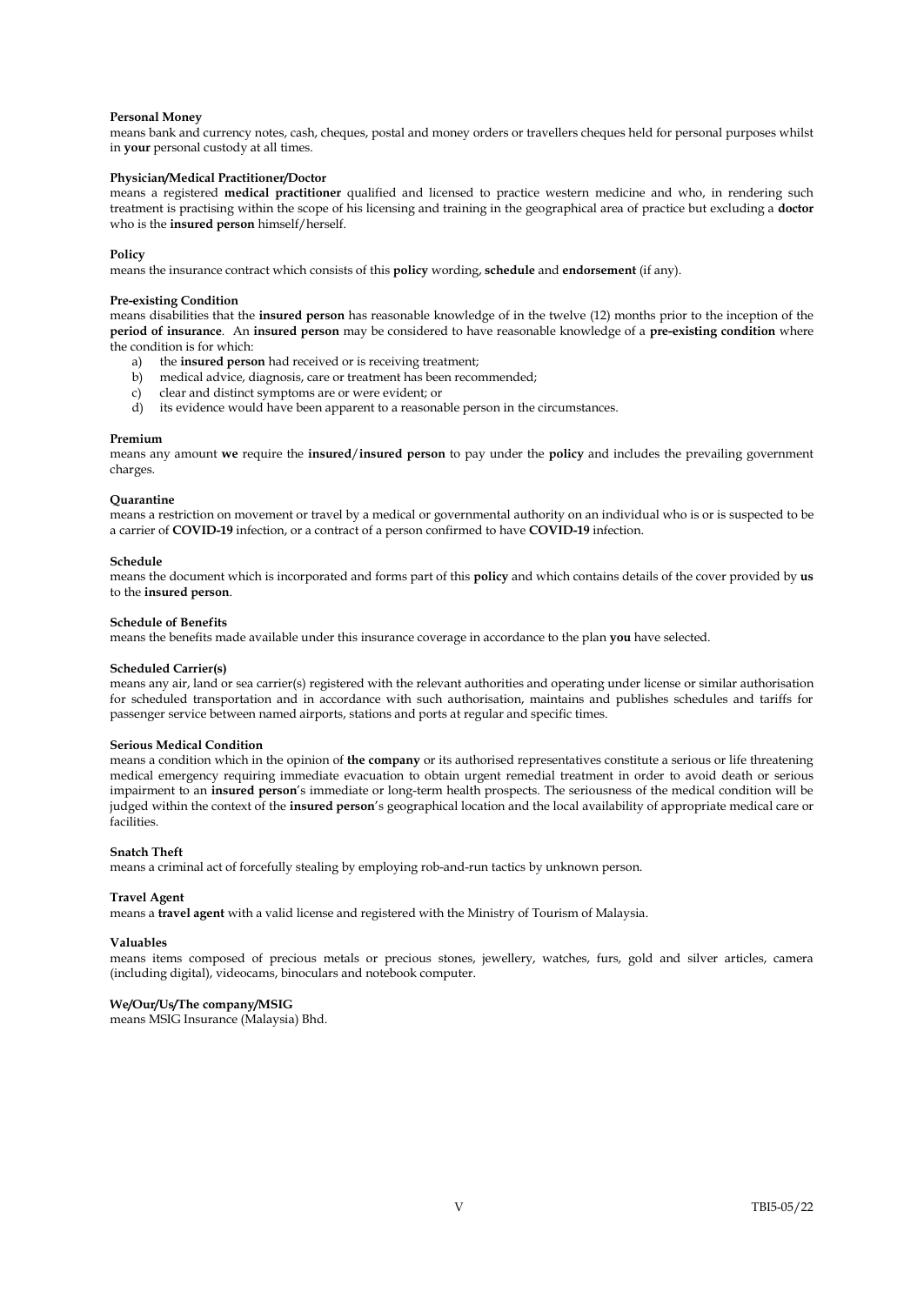**Personal Money**
means bank and currency notes, cash, cheques, postal and money orders or travellers cheques held for personal purposes whilst in **your** personal custody at all times.

**Physician/Medical Practitioner/Doctor**
means a registered **medical practitioner** qualified and licensed to practice western medicine and who, in rendering such treatment is practising within the scope of his licensing and training in the geographical area of practice but excluding a **doctor** who is the **insured person** himself/herself.

**Policy**
means the insurance contract which consists of this **policy** wording, **schedule** and **endorsement** (if any).

**Pre-existing Condition**
means disabilities that the **insured person** has reasonable knowledge of in the twelve (12) months prior to the inception of the **period of insurance**. An **insured person** may be considered to have reasonable knowledge of a **pre-existing condition** where the condition is for which:

a) the **insured person** had received or is receiving treatment;
b) medical advice, diagnosis, care or treatment has been recommended;
c) clear and distinct symptoms are or were evident; or
d) its evidence would have been apparent to a reasonable person in the circumstances.

**Premium**
means any amount **we** require the **insured**/**insured person** to pay under the **policy** and includes the prevailing government charges.

**Quarantine**
means a restriction on movement or travel by a medical or governmental authority on an individual who is or is suspected to be a carrier of **COVID-19** infection, or a contract of a person confirmed to have **COVID-19** infection.

**Schedule**
means the document which is incorporated and forms part of this **policy** and which contains details of the cover provided by **us** to the **insured person**.

**Schedule of Benefits**
means the benefits made available under this insurance coverage in accordance to the plan **you** have selected.

**Scheduled Carrier(s)**
means any air, land or sea carrier(s) registered with the relevant authorities and operating under license or similar authorisation for scheduled transportation and in accordance with such authorisation, maintains and publishes schedules and tariffs for passenger service between named airports, stations and ports at regular and specific times.

**Serious Medical Condition**
means a condition which in the opinion of **the company** or its authorised representatives constitute a serious or life threatening medical emergency requiring immediate evacuation to obtain urgent remedial treatment in order to avoid death or serious impairment to an **insured person**'s immediate or long-term health prospects. The seriousness of the medical condition will be judged within the context of the **insured person**'s geographical location and the local availability of appropriate medical care or facilities.

**Snatch Theft**
means a criminal act of forcefully stealing by employing rob-and-run tactics by unknown person.

**Travel Agent**
means a **travel agent** with a valid license and registered with the Ministry of Tourism of Malaysia.

**Valuables**
means items composed of precious metals or precious stones, jewellery, watches, furs, gold and silver articles, camera (including digital), videocams, binoculars and notebook computer.

**We/Our/Us/The company/MSIG**
means MSIG Insurance (Malaysia) Bhd.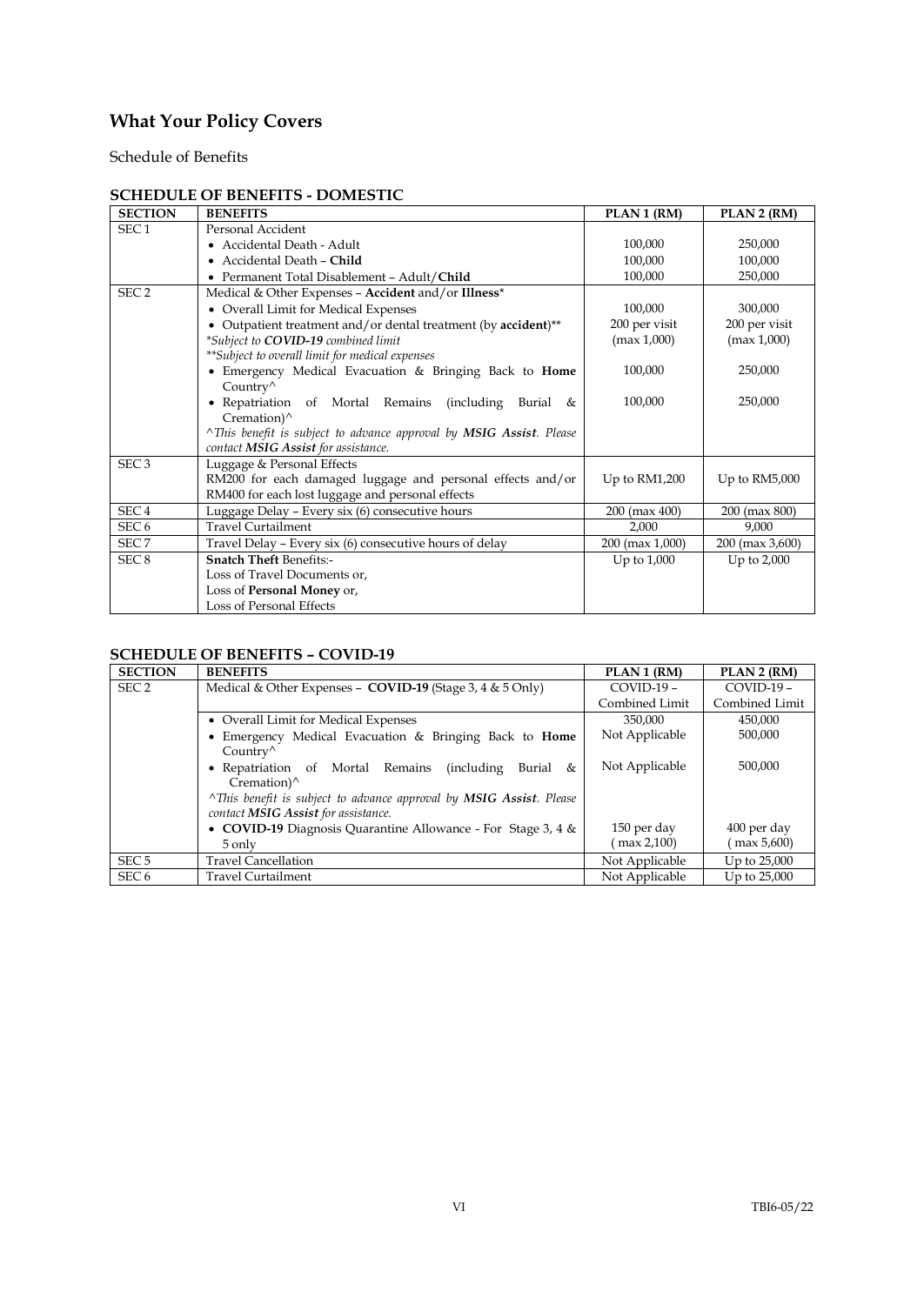## What Your Policy Covers

Schedule of Benefits

### SCHEDULE OF BENEFITS - DOMESTIC

| SECTION | BENEFITS | PLAN 1 (RM) | PLAN 2 (RM) |
|---|---|---|---|
| SEC 1 | Personal Accident | | |
| | • Accidental Death - Adult | 100,000 | 250,000 |
| | • Accidental Death – **Child** | 100,000 | 100,000 |
| | • Permanent Total Disablement – Adult/**Child** | 100,000 | 250,000 |
| SEC 2 | Medical & Other Expenses – **Accident** and/or **Illness**\* | | |
| | • Overall Limit for Medical Expenses | 100,000 | 300,000 |
| | • Outpatient treatment and/or dental treatment (by **accident**)\*\* *\*Subject to **COVID-19** combined limit* *\*\*Subject to overall limit for medical expenses* | 200 per visit (max 1,000) | 200 per visit (max 1,000) |
| | • Emergency Medical Evacuation & Bringing Back to **Home** Country^ | 100,000 | 250,000 |
| | • Repatriation of Mortal Remains (including Burial & Cremation)^ *^This benefit is subject to advance approval by **MSIG Assist**. Please contact **MSIG Assist** for assistance.* | 100,000 | 250,000 |
| SEC 3 | Luggage & Personal Effects RM200 for each damaged luggage and personal effects and/or RM400 for each lost luggage and personal effects | Up to RM1,200 | Up to RM5,000 |
| SEC 4 | Luggage Delay – Every six (6) consecutive hours | 200 (max 400) | 200 (max 800) |
| SEC 6 | Travel Curtailment | 2,000 | 9,000 |
| SEC 7 | Travel Delay – Every six (6) consecutive hours of delay | 200 (max 1,000) | 200 (max 3,600) |
| SEC 8 | **Snatch Theft** Benefits:- Loss of Travel Documents or, Loss of **Personal Money** or, Loss of Personal Effects | Up to 1,000 | Up to 2,000 |

### SCHEDULE OF BENEFITS – COVID-19

| SECTION | BENEFITS | PLAN 1 (RM) | PLAN 2 (RM) |
|---|---|---|---|
| SEC 2 | Medical & Other Expenses – **COVID-19** (Stage 3, 4 & 5 Only) | COVID-19 – Combined Limit | COVID-19 – Combined Limit |
| | • Overall Limit for Medical Expenses | 350,000 | 450,000 |
| | • Emergency Medical Evacuation & Bringing Back to **Home** Country^ | Not Applicable | 500,000 |
| | • Repatriation of Mortal Remains (including Burial & Cremation)^ *^This benefit is subject to advance approval by **MSIG Assist**. Please contact **MSIG Assist** for assistance.* | Not Applicable | 500,000 |
| | • **COVID-19** Diagnosis Quarantine Allowance - For Stage 3, 4 & 5 only | 150 per day ( max 2,100) | 400 per day ( max 5,600) |
| SEC 5 | Travel Cancellation | Not Applicable | Up to 25,000 |
| SEC 6 | Travel Curtailment | Not Applicable | Up to 25,000 |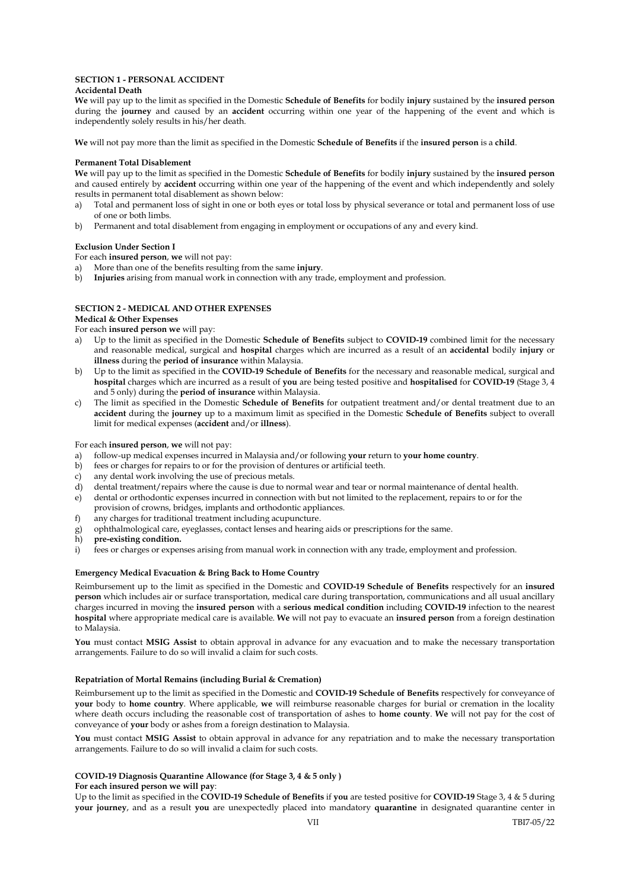### SECTION 1 - PERSONAL ACCIDENT

**Accidental Death**

**We** will pay up to the limit as specified in the Domestic **Schedule of Benefits** for bodily **injury** sustained by the **insured person** during the **journey** and caused by an **accident** occurring within one year of the happening of the event and which is independently solely results in his/her death.

**We** will not pay more than the limit as specified in the Domestic **Schedule of Benefits** if the **insured person** is a **child**.

**Permanent Total Disablement**

**We** will pay up to the limit as specified in the Domestic **Schedule of Benefits** for bodily **injury** sustained by the **insured person** and caused entirely by **accident** occurring within one year of the happening of the event and which independently and solely results in permanent total disablement as shown below:

a) Total and permanent loss of sight in one or both eyes or total loss by physical severance or total and permanent loss of use of one or both limbs.
b) Permanent and total disablement from engaging in employment or occupations of any and every kind.

**Exclusion Under Section I**

For each **insured person**, **we** will not pay:

a) More than one of the benefits resulting from the same **injury**.
b) **Injuries** arising from manual work in connection with any trade, employment and profession.

### SECTION 2 - MEDICAL AND OTHER EXPENSES

**Medical & Other Expenses**

For each **insured person we** will pay:

a) Up to the limit as specified in the Domestic **Schedule of Benefits** subject to **COVID-19** combined limit for the necessary and reasonable medical, surgical and **hospital** charges which are incurred as a result of an **accidental** bodily **injury** or **illness** during the **period of insurance** within Malaysia.
b) Up to the limit as specified in the **COVID-19 Schedule of Benefits** for the necessary and reasonable medical, surgical and **hospital** charges which are incurred as a result of **you** are being tested positive and **hospitalised** for **COVID-19** (Stage 3, 4 and 5 only) during the **period of insurance** within Malaysia.
c) The limit as specified in the Domestic **Schedule of Benefits** for outpatient treatment and/or dental treatment due to an **accident** during the **journey** up to a maximum limit as specified in the Domestic **Schedule of Benefits** subject to overall limit for medical expenses (**accident** and/or **illness**).

For each **insured person**, **we** will not pay:

a) follow-up medical expenses incurred in Malaysia and/or following **your** return to **your home country**.
b) fees or charges for repairs to or for the provision of dentures or artificial teeth.
c) any dental work involving the use of precious metals.
d) dental treatment/repairs where the cause is due to normal wear and tear or normal maintenance of dental health.
e) dental or orthodontic expenses incurred in connection with but not limited to the replacement, repairs to or for the provision of crowns, bridges, implants and orthodontic appliances.
f) any charges for traditional treatment including acupuncture.
g) ophthalmological care, eyeglasses, contact lenses and hearing aids or prescriptions for the same.
h) **pre-existing condition.**
i) fees or charges or expenses arising from manual work in connection with any trade, employment and profession.

**Emergency Medical Evacuation & Bring Back to Home Country**

Reimbursement up to the limit as specified in the Domestic and **COVID-19 Schedule of Benefits** respectively for an **insured person** which includes air or surface transportation, medical care during transportation, communications and all usual ancillary charges incurred in moving the **insured person** with a **serious medical condition** including **COVID-19** infection to the nearest **hospital** where appropriate medical care is available. **We** will not pay to evacuate an **insured person** from a foreign destination to Malaysia.

**You** must contact **MSIG Assist** to obtain approval in advance for any evacuation and to make the necessary transportation arrangements. Failure to do so will invalid a claim for such costs.

**Repatriation of Mortal Remains (including Burial & Cremation)**

Reimbursement up to the limit as specified in the Domestic and **COVID-19 Schedule of Benefits** respectively for conveyance of **your** body to **home country**. Where applicable, **we** will reimburse reasonable charges for burial or cremation in the locality where death occurs including the reasonable cost of transportation of ashes to **home county**. **We** will not pay for the cost of conveyance of **your** body or ashes from a foreign destination to Malaysia.

**You** must contact **MSIG Assist** to obtain approval in advance for any repatriation and to make the necessary transportation arrangements. Failure to do so will invalid a claim for such costs.

**COVID-19 Diagnosis Quarantine Allowance (for Stage 3, 4 & 5 only )**

**For each insured person we will pay**:

Up to the limit as specified in the **COVID-19 Schedule of Benefits** if **you** are tested positive for **COVID-19** Stage 3, 4 & 5 during **your journey**, and as a result **you** are unexpectedly placed into mandatory **quarantine** in designated quarantine center in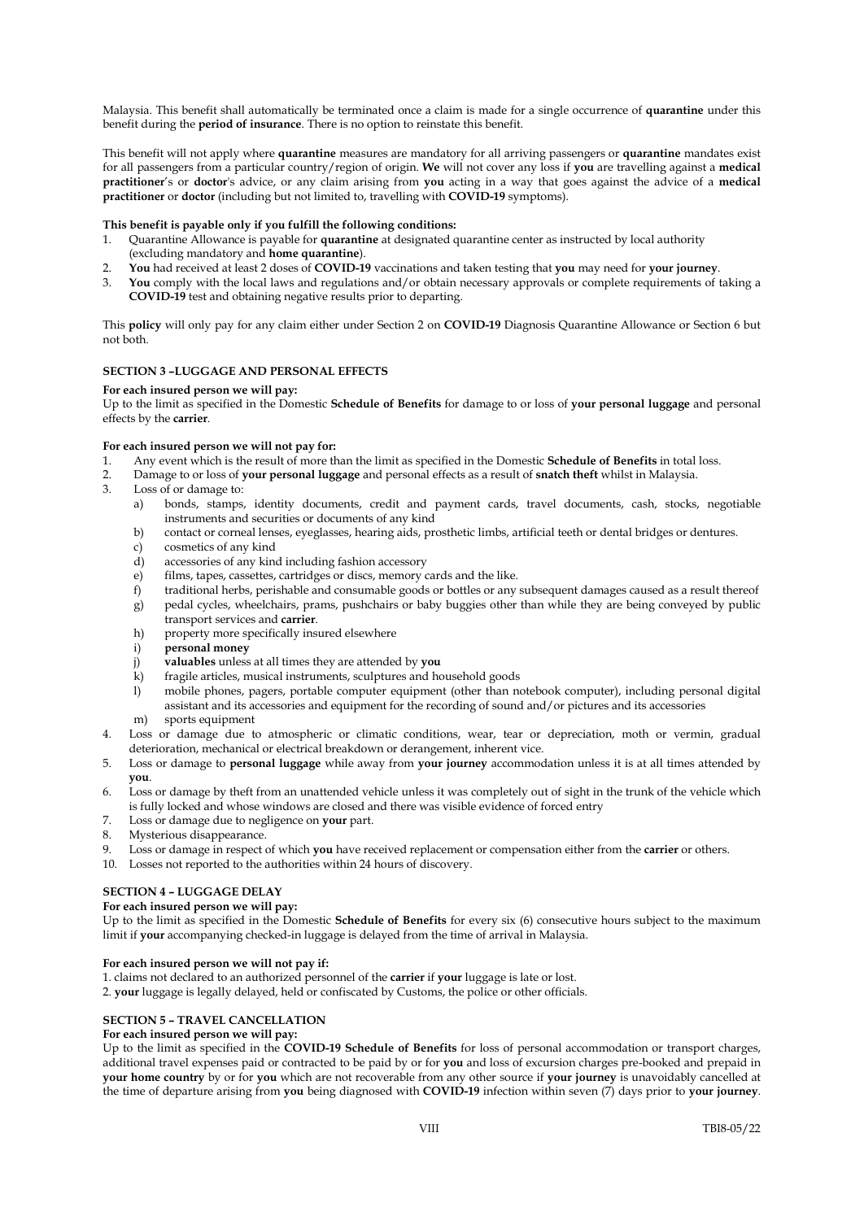Malaysia. This benefit shall automatically be terminated once a claim is made for a single occurrence of **quarantine** under this benefit during the **period of insurance**. There is no option to reinstate this benefit.

This benefit will not apply where **quarantine** measures are mandatory for all arriving passengers or **quarantine** mandates exist for all passengers from a particular country/region of origin. **We** will not cover any loss if **you** are travelling against a **medical practitioner**'s or **doctor**'s advice, or any claim arising from **you** acting in a way that goes against the advice of a **medical practitioner** or **doctor** (including but not limited to, travelling with **COVID-19** symptoms).

**This benefit is payable only if you fulfill the following conditions:**

1. Quarantine Allowance is payable for **quarantine** at designated quarantine center as instructed by local authority (excluding mandatory and **home quarantine**).
2. **You** had received at least 2 doses of **COVID-19** vaccinations and taken testing that **you** may need for **your journey**.
3. **You** comply with the local laws and regulations and/or obtain necessary approvals or complete requirements of taking a **COVID-19** test and obtaining negative results prior to departing.

This **policy** will only pay for any claim either under Section 2 on **COVID-19** Diagnosis Quarantine Allowance or Section 6 but not both.

### SECTION 3 –LUGGAGE AND PERSONAL EFFECTS

**For each insured person we will pay:**
Up to the limit as specified in the Domestic **Schedule of Benefits** for damage to or loss of **your personal luggage** and personal effects by the **carrier**.

**For each insured person we will not pay for:**

1. Any event which is the result of more than the limit as specified in the Domestic **Schedule of Benefits** in total loss.
2. Damage to or loss of **your personal luggage** and personal effects as a result of **snatch theft** whilst in Malaysia.
3. Loss of or damage to:
   a) bonds, stamps, identity documents, credit and payment cards, travel documents, cash, stocks, negotiable instruments and securities or documents of any kind
   b) contact or corneal lenses, eyeglasses, hearing aids, prosthetic limbs, artificial teeth or dental bridges or dentures.
   c) cosmetics of any kind
   d) accessories of any kind including fashion accessory
   e) films, tapes, cassettes, cartridges or discs, memory cards and the like.
   f) traditional herbs, perishable and consumable goods or bottles or any subsequent damages caused as a result thereof
   g) pedal cycles, wheelchairs, prams, pushchairs or baby buggies other than while they are being conveyed by public transport services and **carrier**.
   h) property more specifically insured elsewhere
   i) **personal money**
   j) **valuables** unless at all times they are attended by **you**
   k) fragile articles, musical instruments, sculptures and household goods
   l) mobile phones, pagers, portable computer equipment (other than notebook computer), including personal digital assistant and its accessories and equipment for the recording of sound and/or pictures and its accessories
   m) sports equipment
4. Loss or damage due to atmospheric or climatic conditions, wear, tear or depreciation, moth or vermin, gradual deterioration, mechanical or electrical breakdown or derangement, inherent vice.
5. Loss or damage to **personal luggage** while away from **your journey** accommodation unless it is at all times attended by **you**.
6. Loss or damage by theft from an unattended vehicle unless it was completely out of sight in the trunk of the vehicle which is fully locked and whose windows are closed and there was visible evidence of forced entry
7. Loss or damage due to negligence on **your** part.
8. Mysterious disappearance.
9. Loss or damage in respect of which **you** have received replacement or compensation either from the **carrier** or others.
10. Losses not reported to the authorities within 24 hours of discovery.

### SECTION 4 – LUGGAGE DELAY

**For each insured person we will pay:**
Up to the limit as specified in the Domestic **Schedule of Benefits** for every six (6) consecutive hours subject to the maximum limit if **your** accompanying checked-in luggage is delayed from the time of arrival in Malaysia.

**For each insured person we will not pay if:**
1. claims not declared to an authorized personnel of the **carrier** if **your** luggage is late or lost.
2. **your** luggage is legally delayed, held or confiscated by Customs, the police or other officials.

### SECTION 5 – TRAVEL CANCELLATION

**For each insured person we will pay:**
Up to the limit as specified in the **COVID-19 Schedule of Benefits** for loss of personal accommodation or transport charges, additional travel expenses paid or contracted to be paid by or for **you** and loss of excursion charges pre-booked and prepaid in **your home country** by or for **you** which are not recoverable from any other source if **your journey** is unavoidably cancelled at the time of departure arising from **you** being diagnosed with **COVID-19** infection within seven (7) days prior to **your journey**.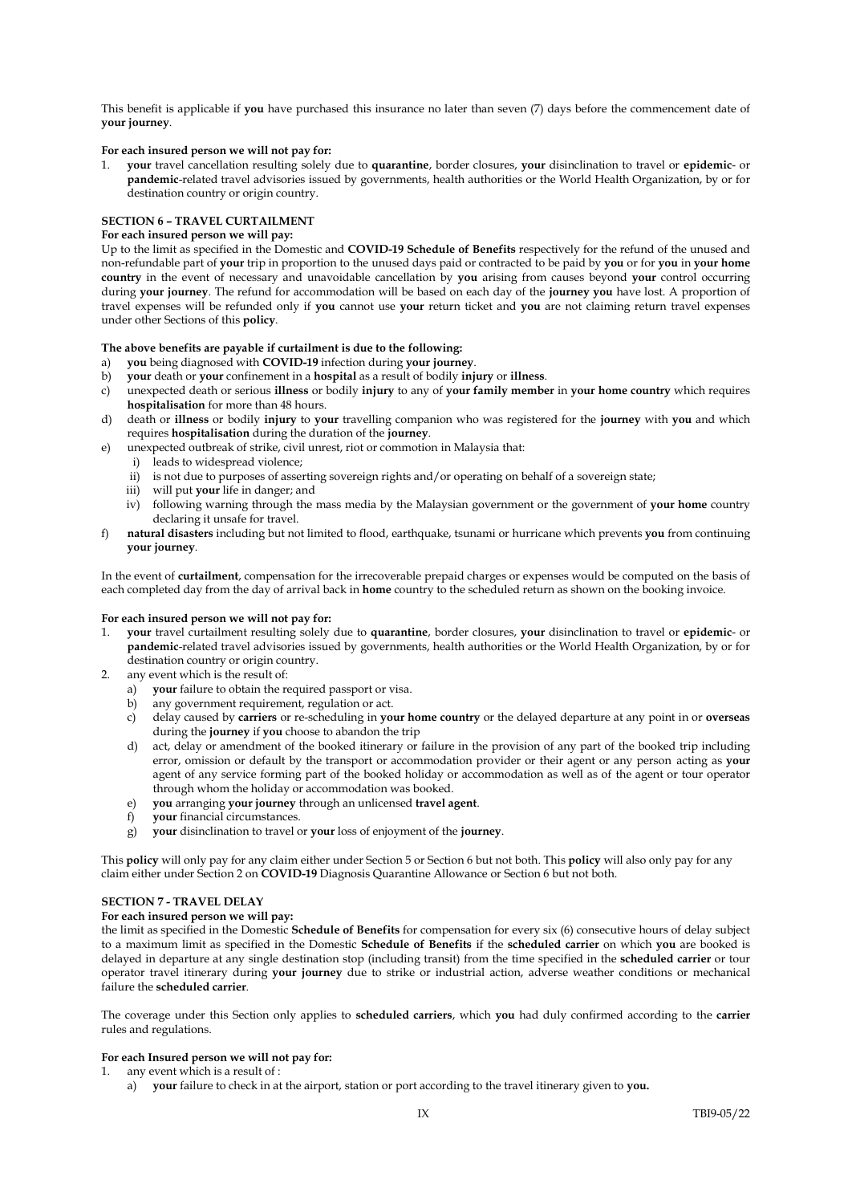This benefit is applicable if **you** have purchased this insurance no later than seven (7) days before the commencement date of **your journey**.

**For each insured person we will not pay for:**

1. **your** travel cancellation resulting solely due to **quarantine**, border closures, **your** disinclination to travel or **epidemic**- or **pandemic**-related travel advisories issued by governments, health authorities or the World Health Organization, by or for destination country or origin country.

### SECTION 6 – TRAVEL CURTAILMENT

**For each insured person we will pay:**

Up to the limit as specified in the Domestic and **COVID-19 Schedule of Benefits** respectively for the refund of the unused and non-refundable part of **your** trip in proportion to the unused days paid or contracted to be paid by **you** or for **you** in **your home country** in the event of necessary and unavoidable cancellation by **you** arising from causes beyond **your** control occurring during **your journey**. The refund for accommodation will be based on each day of the **journey you** have lost. A proportion of travel expenses will be refunded only if **you** cannot use **your** return ticket and **you** are not claiming return travel expenses under other Sections of this **policy**.

**The above benefits are payable if curtailment is due to the following:**

a) **you** being diagnosed with **COVID-19** infection during **your journey**.
b) **your** death or **your** confinement in a **hospital** as a result of bodily **injury** or **illness**.
c) unexpected death or serious **illness** or bodily **injury** to any of **your family member** in **your home country** which requires **hospitalisation** for more than 48 hours.
d) death or **illness** or bodily **injury** to **your** travelling companion who was registered for the **journey** with **you** and which requires **hospitalisation** during the duration of the **journey**.
e) unexpected outbreak of strike, civil unrest, riot or commotion in Malaysia that:
   i) leads to widespread violence;
   ii) is not due to purposes of asserting sovereign rights and/or operating on behalf of a sovereign state;
   iii) will put **your** life in danger; and
   iv) following warning through the mass media by the Malaysian government or the government of **your home** country declaring it unsafe for travel.
f) **natural disasters** including but not limited to flood, earthquake, tsunami or hurricane which prevents **you** from continuing **your journey**.

In the event of **curtailment**, compensation for the irrecoverable prepaid charges or expenses would be computed on the basis of each completed day from the day of arrival back in **home** country to the scheduled return as shown on the booking invoice.

**For each insured person we will not pay for:**

1. **your** travel curtailment resulting solely due to **quarantine**, border closures, **your** disinclination to travel or **epidemic**- or **pandemic**-related travel advisories issued by governments, health authorities or the World Health Organization, by or for destination country or origin country.
2. any event which is the result of:
   a) **your** failure to obtain the required passport or visa.
   b) any government requirement, regulation or act.
   c) delay caused by **carriers** or re-scheduling in **your home country** or the delayed departure at any point in or **overseas** during the **journey** if **you** choose to abandon the trip
   d) act, delay or amendment of the booked itinerary or failure in the provision of any part of the booked trip including error, omission or default by the transport or accommodation provider or their agent or any person acting as **your** agent of any service forming part of the booked holiday or accommodation as well as of the agent or tour operator through whom the holiday or accommodation was booked.
   e) **you** arranging **your journey** through an unlicensed **travel agent**.
   f) **your** financial circumstances.
   g) **your** disinclination to travel or **your** loss of enjoyment of the **journey**.

This **policy** will only pay for any claim either under Section 5 or Section 6 but not both. This **policy** will also only pay for any claim either under Section 2 on **COVID-19** Diagnosis Quarantine Allowance or Section 6 but not both.

### SECTION 7 - TRAVEL DELAY

**For each insured person we will pay:**

the limit as specified in the Domestic **Schedule of Benefits** for compensation for every six (6) consecutive hours of delay subject to a maximum limit as specified in the Domestic **Schedule of Benefits** if the **scheduled carrier** on which **you** are booked is delayed in departure at any single destination stop (including transit) from the time specified in the **scheduled carrier** or tour operator travel itinerary during **your journey** due to strike or industrial action, adverse weather conditions or mechanical failure the **scheduled carrier**.

The coverage under this Section only applies to **scheduled carriers**, which **you** had duly confirmed according to the **carrier** rules and regulations.

**For each Insured person we will not pay for:**

1. any event which is a result of :
   a) **your** failure to check in at the airport, station or port according to the travel itinerary given to **you.**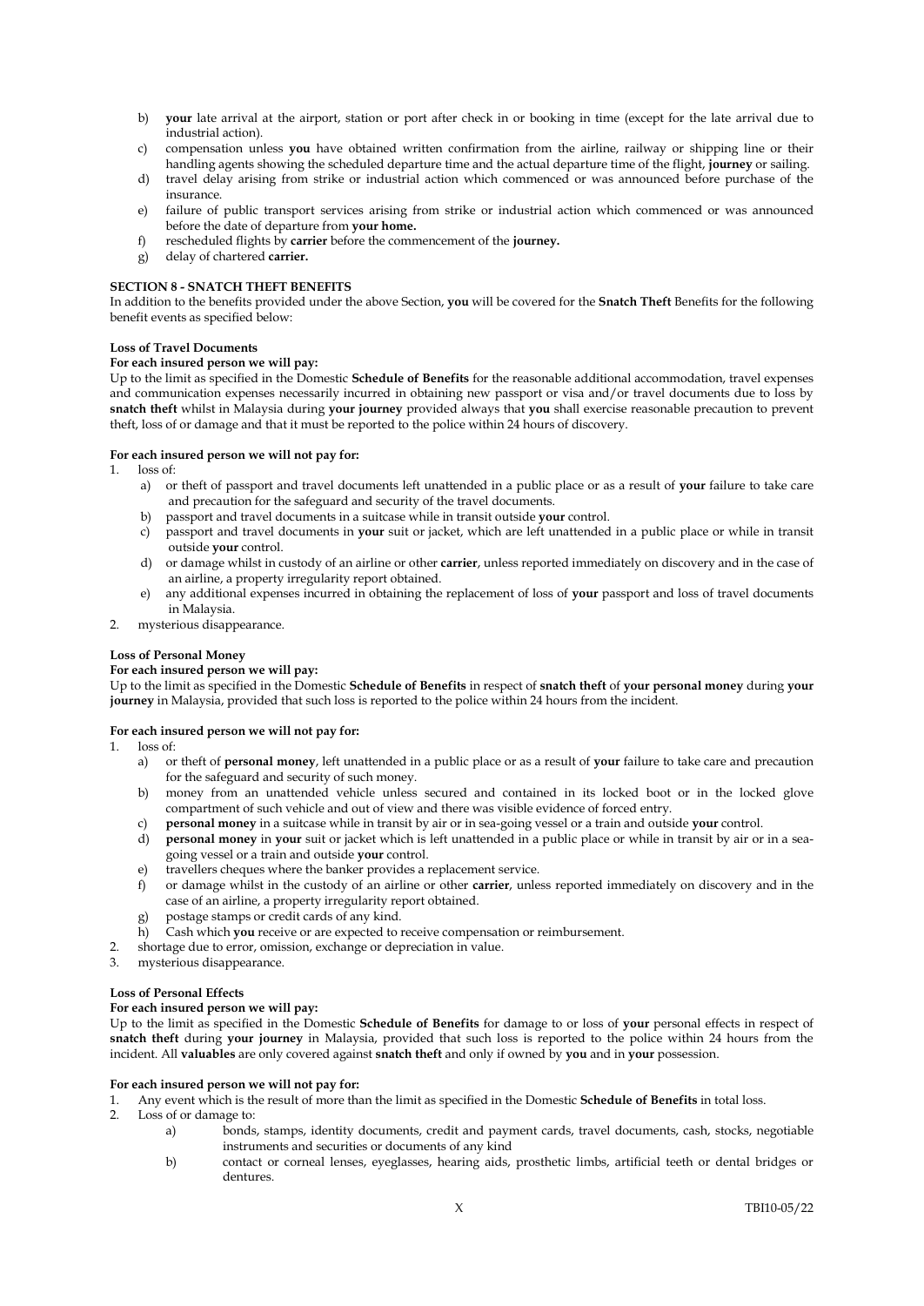b) **your** late arrival at the airport, station or port after check in or booking in time (except for the late arrival due to industrial action).
c) compensation unless **you** have obtained written confirmation from the airline, railway or shipping line or their handling agents showing the scheduled departure time and the actual departure time of the flight, **journey** or sailing.
d) travel delay arising from strike or industrial action which commenced or was announced before purchase of the insurance.
e) failure of public transport services arising from strike or industrial action which commenced or was announced before the date of departure from **your home.**
f) rescheduled flights by **carrier** before the commencement of the **journey.**
g) delay of chartered **carrier.**

**SECTION 8 - SNATCH THEFT BENEFITS**

In addition to the benefits provided under the above Section, **you** will be covered for the **Snatch Theft** Benefits for the following benefit events as specified below:

**Loss of Travel Documents**

**For each insured person we will pay:**

Up to the limit as specified in the Domestic **Schedule of Benefits** for the reasonable additional accommodation, travel expenses and communication expenses necessarily incurred in obtaining new passport or visa and/or travel documents due to loss by **snatch theft** whilst in Malaysia during **your journey** provided always that **you** shall exercise reasonable precaution to prevent theft, loss of or damage and that it must be reported to the police within 24 hours of discovery.

**For each insured person we will not pay for:**

1. loss of:
   a) or theft of passport and travel documents left unattended in a public place or as a result of **your** failure to take care and precaution for the safeguard and security of the travel documents.
   b) passport and travel documents in a suitcase while in transit outside **your** control.
   c) passport and travel documents in **your** suit or jacket, which are left unattended in a public place or while in transit outside **your** control.
   d) or damage whilst in custody of an airline or other **carrier**, unless reported immediately on discovery and in the case of an airline, a property irregularity report obtained.
   e) any additional expenses incurred in obtaining the replacement of loss of **your** passport and loss of travel documents in Malaysia.
2. mysterious disappearance.

**Loss of Personal Money**

**For each insured person we will pay:**

Up to the limit as specified in the Domestic **Schedule of Benefits** in respect of **snatch theft** of **your personal money** during **your journey** in Malaysia, provided that such loss is reported to the police within 24 hours from the incident.

**For each insured person we will not pay for:**

1. loss of:
   a) or theft of **personal money**, left unattended in a public place or as a result of **your** failure to take care and precaution for the safeguard and security of such money.
   b) money from an unattended vehicle unless secured and contained in its locked boot or in the locked glove compartment of such vehicle and out of view and there was visible evidence of forced entry.
   c) **personal money** in a suitcase while in transit by air or in sea-going vessel or a train and outside **your** control.
   d) **personal money** in **your** suit or jacket which is left unattended in a public place or while in transit by air or in a sea-going vessel or a train and outside **your** control.
   e) travellers cheques where the banker provides a replacement service.
   f) or damage whilst in the custody of an airline or other **carrier**, unless reported immediately on discovery and in the case of an airline, a property irregularity report obtained.
   g) postage stamps or credit cards of any kind.
   h) Cash which **you** receive or are expected to receive compensation or reimbursement.
2. shortage due to error, omission, exchange or depreciation in value.
3. mysterious disappearance.

**Loss of Personal Effects**

**For each insured person we will pay:**

Up to the limit as specified in the Domestic **Schedule of Benefits** for damage to or loss of **your** personal effects in respect of **snatch theft** during **your journey** in Malaysia, provided that such loss is reported to the police within 24 hours from the incident. All **valuables** are only covered against **snatch theft** and only if owned by **you** and in **your** possession.

**For each insured person we will not pay for:**

1. Any event which is the result of more than the limit as specified in the Domestic **Schedule of Benefits** in total loss.
2. Loss of or damage to:
   a) bonds, stamps, identity documents, credit and payment cards, travel documents, cash, stocks, negotiable instruments and securities or documents of any kind
   b) contact or corneal lenses, eyeglasses, hearing aids, prosthetic limbs, artificial teeth or dental bridges or dentures.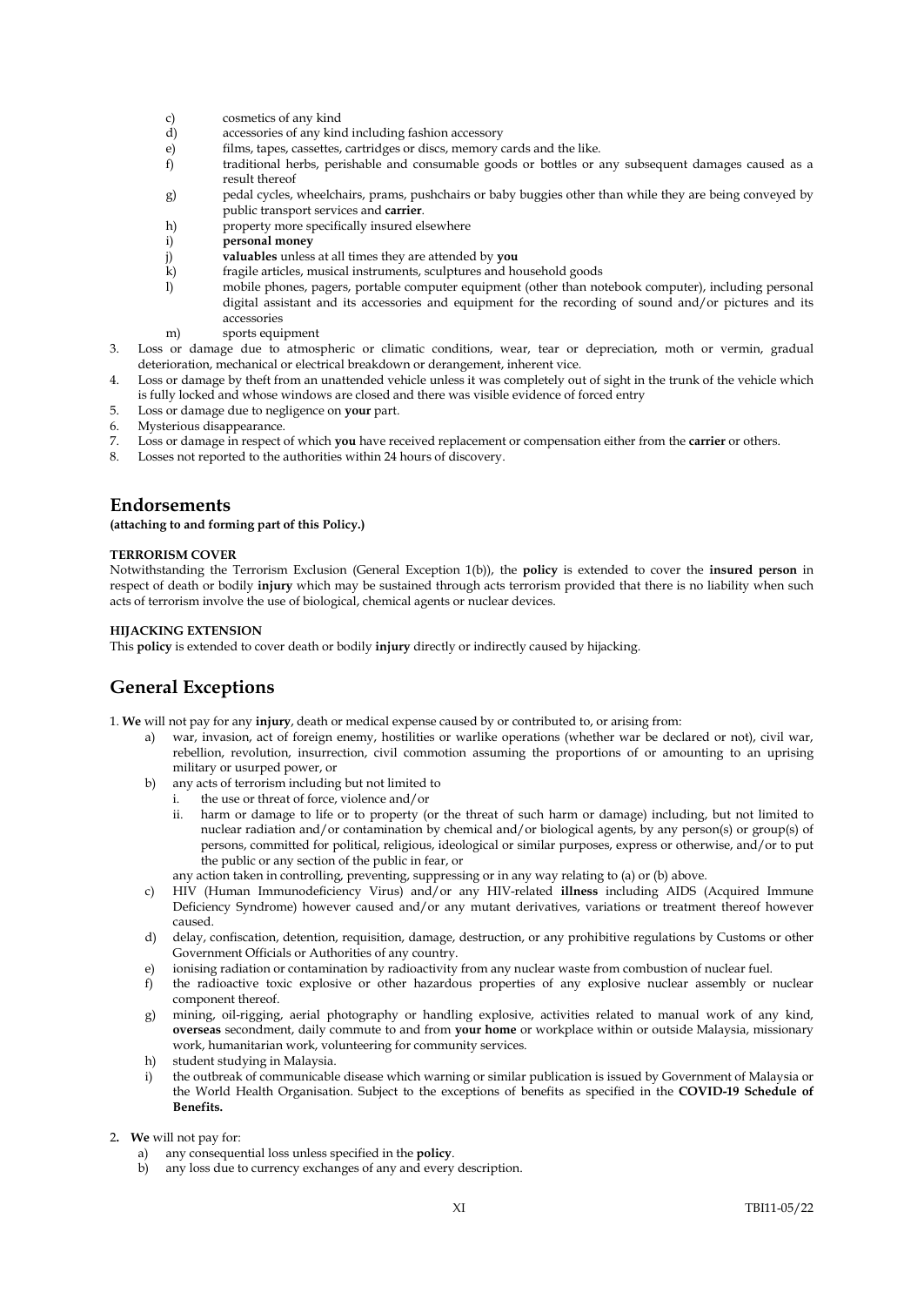c) cosmetics of any kind
d) accessories of any kind including fashion accessory
e) films, tapes, cassettes, cartridges or discs, memory cards and the like.
f) traditional herbs, perishable and consumable goods or bottles or any subsequent damages caused as a result thereof
g) pedal cycles, wheelchairs, prams, pushchairs or baby buggies other than while they are being conveyed by public transport services and **carrier**.
h) property more specifically insured elsewhere
i) **personal money**
j) **valuables** unless at all times they are attended by **you**
k) fragile articles, musical instruments, sculptures and household goods
l) mobile phones, pagers, portable computer equipment (other than notebook computer), including personal digital assistant and its accessories and equipment for the recording of sound and/or pictures and its accessories
m) sports equipment

3. Loss or damage due to atmospheric or climatic conditions, wear, tear or depreciation, moth or vermin, gradual deterioration, mechanical or electrical breakdown or derangement, inherent vice.
4. Loss or damage by theft from an unattended vehicle unless it was completely out of sight in the trunk of the vehicle which is fully locked and whose windows are closed and there was visible evidence of forced entry
5. Loss or damage due to negligence on **your** part.
6. Mysterious disappearance.
7. Loss or damage in respect of which **you** have received replacement or compensation either from the **carrier** or others.
8. Losses not reported to the authorities within 24 hours of discovery.

## Endorsements

**(attaching to and forming part of this Policy.)**

**TERRORISM COVER**

Notwithstanding the Terrorism Exclusion (General Exception 1(b)), the **policy** is extended to cover the **insured person** in respect of death or bodily **injury** which may be sustained through acts terrorism provided that there is no liability when such acts of terrorism involve the use of biological, chemical agents or nuclear devices.

**HIJACKING EXTENSION**

This **policy** is extended to cover death or bodily **injury** directly or indirectly caused by hijacking.

## General Exceptions

1. **We** will not pay for any **injury**, death or medical expense caused by or contributed to, or arising from:
   a) war, invasion, act of foreign enemy, hostilities or warlike operations (whether war be declared or not), civil war, rebellion, revolution, insurrection, civil commotion assuming the proportions of or amounting to an uprising military or usurped power, or
   b) any acts of terrorism including but not limited to
      i. the use or threat of force, violence and/or
      ii. harm or damage to life or to property (or the threat of such harm or damage) including, but not limited to nuclear radiation and/or contamination by chemical and/or biological agents, by any person(s) or group(s) of persons, committed for political, religious, ideological or similar purposes, express or otherwise, and/or to put the public or any section of the public in fear, or

      any action taken in controlling, preventing, suppressing or in any way relating to (a) or (b) above.
   c) HIV (Human Immunodeficiency Virus) and/or any HIV-related **illness** including AIDS (Acquired Immune Deficiency Syndrome) however caused and/or any mutant derivatives, variations or treatment thereof however caused.
   d) delay, confiscation, detention, requisition, damage, destruction, or any prohibitive regulations by Customs or other Government Officials or Authorities of any country.
   e) ionising radiation or contamination by radioactivity from any nuclear waste from combustion of nuclear fuel.
   f) the radioactive toxic explosive or other hazardous properties of any explosive nuclear assembly or nuclear component thereof.
   g) mining, oil-rigging, aerial photography or handling explosive, activities related to manual work of any kind, **overseas** secondment, daily commute to and from **your home** or workplace within or outside Malaysia, missionary work, humanitarian work, volunteering for community services.
   h) student studying in Malaysia.
   i) the outbreak of communicable disease which warning or similar publication is issued by Government of Malaysia or the World Health Organisation. Subject to the exceptions of benefits as specified in the **COVID-19 Schedule of Benefits.**

2. **We** will not pay for:
   a) any consequential loss unless specified in the **policy**.
   b) any loss due to currency exchanges of any and every description.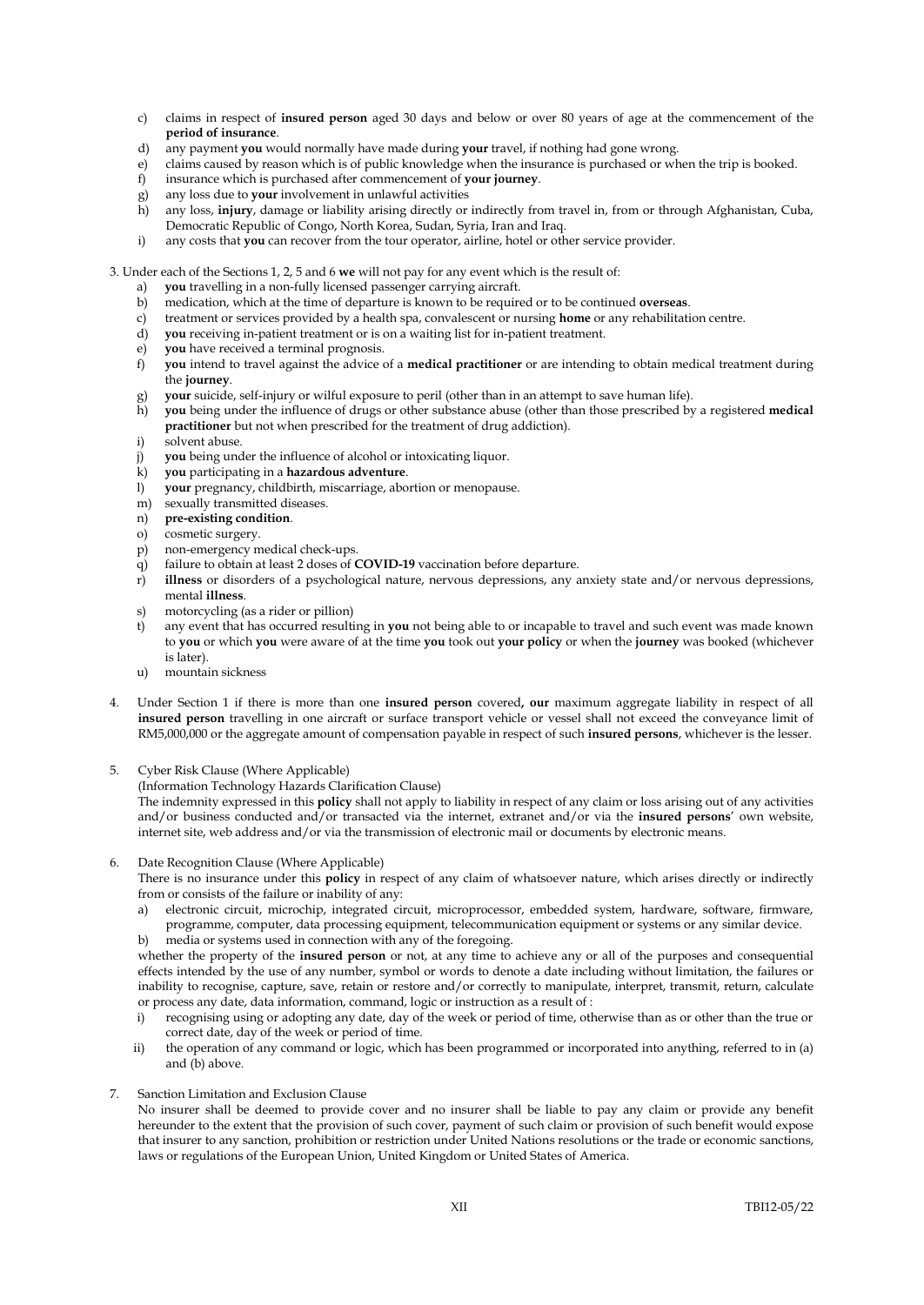c) claims in respect of **insured person** aged 30 days and below or over 80 years of age at the commencement of the **period of insurance**.
d) any payment **you** would normally have made during **your** travel, if nothing had gone wrong.
e) claims caused by reason which is of public knowledge when the insurance is purchased or when the trip is booked.
f) insurance which is purchased after commencement of **your journey**.
g) any loss due to **your** involvement in unlawful activities
h) any loss, **injury**, damage or liability arising directly or indirectly from travel in, from or through Afghanistan, Cuba, Democratic Republic of Congo, North Korea, Sudan, Syria, Iran and Iraq.
i) any costs that **you** can recover from the tour operator, airline, hotel or other service provider.

3. Under each of the Sections 1, 2, 5 and 6 **we** will not pay for any event which is the result of:
   a) **you** travelling in a non-fully licensed passenger carrying aircraft.
   b) medication, which at the time of departure is known to be required or to be continued **overseas**.
   c) treatment or services provided by a health spa, convalescent or nursing **home** or any rehabilitation centre.
   d) **you** receiving in-patient treatment or is on a waiting list for in-patient treatment.
   e) **you** have received a terminal prognosis.
   f) **you** intend to travel against the advice of a **medical practitioner** or are intending to obtain medical treatment during the **journey**.
   g) **your** suicide, self-injury or wilful exposure to peril (other than in an attempt to save human life).
   h) **you** being under the influence of drugs or other substance abuse (other than those prescribed by a registered **medical practitioner** but not when prescribed for the treatment of drug addiction).
   i) solvent abuse.
   j) **you** being under the influence of alcohol or intoxicating liquor.
   k) **you** participating in a **hazardous adventure**.
   l) **your** pregnancy, childbirth, miscarriage, abortion or menopause.
   m) sexually transmitted diseases.
   n) **pre-existing condition**.
   o) cosmetic surgery.
   p) non-emergency medical check-ups.
   q) failure to obtain at least 2 doses of **COVID-19** vaccination before departure.
   r) **illness** or disorders of a psychological nature, nervous depressions, any anxiety state and/or nervous depressions, mental **illness**.
   s) motorcycling (as a rider or pillion)
   t) any event that has occurred resulting in **you** not being able to or incapable to travel and such event was made known to **you** or which **you** were aware of at the time **you** took out **your policy** or when the **journey** was booked (whichever is later).
   u) mountain sickness

4. Under Section 1 if there is more than one **insured person** covered**, our** maximum aggregate liability in respect of all **insured person** travelling in one aircraft or surface transport vehicle or vessel shall not exceed the conveyance limit of RM5,000,000 or the aggregate amount of compensation payable in respect of such **insured persons**, whichever is the lesser.

5. Cyber Risk Clause (Where Applicable)
   (Information Technology Hazards Clarification Clause)
   The indemnity expressed in this **policy** shall not apply to liability in respect of any claim or loss arising out of any activities and/or business conducted and/or transacted via the internet, extranet and/or via the **insured persons**' own website, internet site, web address and/or via the transmission of electronic mail or documents by electronic means.

6. Date Recognition Clause (Where Applicable)
   There is no insurance under this **policy** in respect of any claim of whatsoever nature, which arises directly or indirectly from or consists of the failure or inability of any:
   a) electronic circuit, microchip, integrated circuit, microprocessor, embedded system, hardware, software, firmware, programme, computer, data processing equipment, telecommunication equipment or systems or any similar device.
   b) media or systems used in connection with any of the foregoing.

   whether the property of the **insured person** or not, at any time to achieve any or all of the purposes and consequential effects intended by the use of any number, symbol or words to denote a date including without limitation, the failures or inability to recognise, capture, save, retain or restore and/or correctly to manipulate, interpret, transmit, return, calculate or process any date, data information, command, logic or instruction as a result of :
   i) recognising using or adopting any date, day of the week or period of time, otherwise than as or other than the true or correct date, day of the week or period of time.
   ii) the operation of any command or logic, which has been programmed or incorporated into anything, referred to in (a) and (b) above.

7. Sanction Limitation and Exclusion Clause
   No insurer shall be deemed to provide cover and no insurer shall be liable to pay any claim or provide any benefit hereunder to the extent that the provision of such cover, payment of such claim or provision of such benefit would expose that insurer to any sanction, prohibition or restriction under United Nations resolutions or the trade or economic sanctions, laws or regulations of the European Union, United Kingdom or United States of America.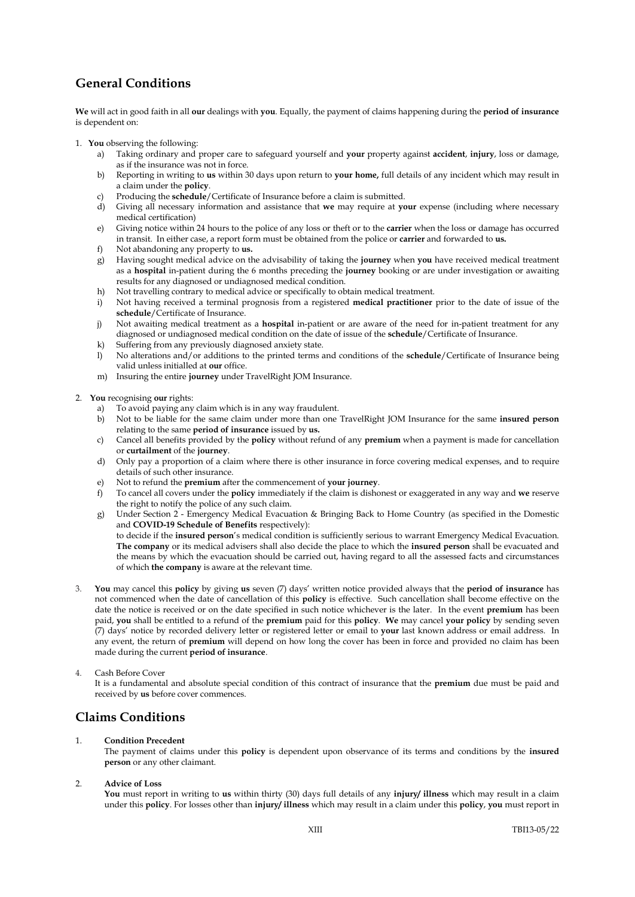## General Conditions

**We** will act in good faith in all **our** dealings with **you**. Equally, the payment of claims happening during the **period of insurance** is dependent on:

1. **You** observing the following:
   a) Taking ordinary and proper care to safeguard yourself and **your** property against **accident**, **injury**, loss or damage, as if the insurance was not in force.
   b) Reporting in writing to **us** within 30 days upon return to **your home,** full details of any incident which may result in a claim under the **policy**.
   c) Producing the **schedule**/Certificate of Insurance before a claim is submitted.
   d) Giving all necessary information and assistance that **we** may require at **your** expense (including where necessary medical certification)
   e) Giving notice within 24 hours to the police of any loss or theft or to the **carrier** when the loss or damage has occurred in transit. In either case, a report form must be obtained from the police or **carrier** and forwarded to **us.**
   f) Not abandoning any property to **us.**
   g) Having sought medical advice on the advisability of taking the **journey** when **you** have received medical treatment as a **hospital** in-patient during the 6 months preceding the **journey** booking or are under investigation or awaiting results for any diagnosed or undiagnosed medical condition.
   h) Not travelling contrary to medical advice or specifically to obtain medical treatment.
   i) Not having received a terminal prognosis from a registered **medical practitioner** prior to the date of issue of the **schedule**/Certificate of Insurance.
   j) Not awaiting medical treatment as a **hospital** in-patient or are aware of the need for in-patient treatment for any diagnosed or undiagnosed medical condition on the date of issue of the **schedule**/Certificate of Insurance.
   k) Suffering from any previously diagnosed anxiety state.
   l) No alterations and/or additions to the printed terms and conditions of the **schedule**/Certificate of Insurance being valid unless initialled at **our** office.
   m) Insuring the entire **journey** under TravelRight JOM Insurance.

2. **You** recognising **our** rights:
   a) To avoid paying any claim which is in any way fraudulent.
   b) Not to be liable for the same claim under more than one TravelRight JOM Insurance for the same **insured person** relating to the same **period of insurance** issued by **us.**
   c) Cancel all benefits provided by the **policy** without refund of any **premium** when a payment is made for cancellation or **curtailment** of the **journey**.
   d) Only pay a proportion of a claim where there is other insurance in force covering medical expenses, and to require details of such other insurance.
   e) Not to refund the **premium** after the commencement of **your journey**.
   f) To cancel all covers under the **policy** immediately if the claim is dishonest or exaggerated in any way and **we** reserve the right to notify the police of any such claim.
   g) Under Section 2 - Emergency Medical Evacuation & Bringing Back to Home Country (as specified in the Domestic and **COVID-19 Schedule of Benefits** respectively):
   to decide if the **insured person**'s medical condition is sufficiently serious to warrant Emergency Medical Evacuation. **The company** or its medical advisers shall also decide the place to which the **insured person** shall be evacuated and the means by which the evacuation should be carried out, having regard to all the assessed facts and circumstances of which **the company** is aware at the relevant time.

3. **You** may cancel this **policy** by giving **us** seven (7) days' written notice provided always that the **period of insurance** has not commenced when the date of cancellation of this **policy** is effective. Such cancellation shall become effective on the date the notice is received or on the date specified in such notice whichever is the later. In the event **premium** has been paid, **you** shall be entitled to a refund of the **premium** paid for this **policy**. **We** may cancel **your policy** by sending seven (7) days' notice by recorded delivery letter or registered letter or email to **your** last known address or email address. In any event, the return of **premium** will depend on how long the cover has been in force and provided no claim has been made during the current **period of insurance**.

4. Cash Before Cover
   It is a fundamental and absolute special condition of this contract of insurance that the **premium** due must be paid and received by **us** before cover commences.

## Claims Conditions

1. **Condition Precedent**
   The payment of claims under this **policy** is dependent upon observance of its terms and conditions by the **insured person** or any other claimant.

2. **Advice of Loss**
   **You** must report in writing to **us** within thirty (30) days full details of any **injury/ illness** which may result in a claim under this **policy**. For losses other than **injury/ illness** which may result in a claim under this **policy**, **you** must report in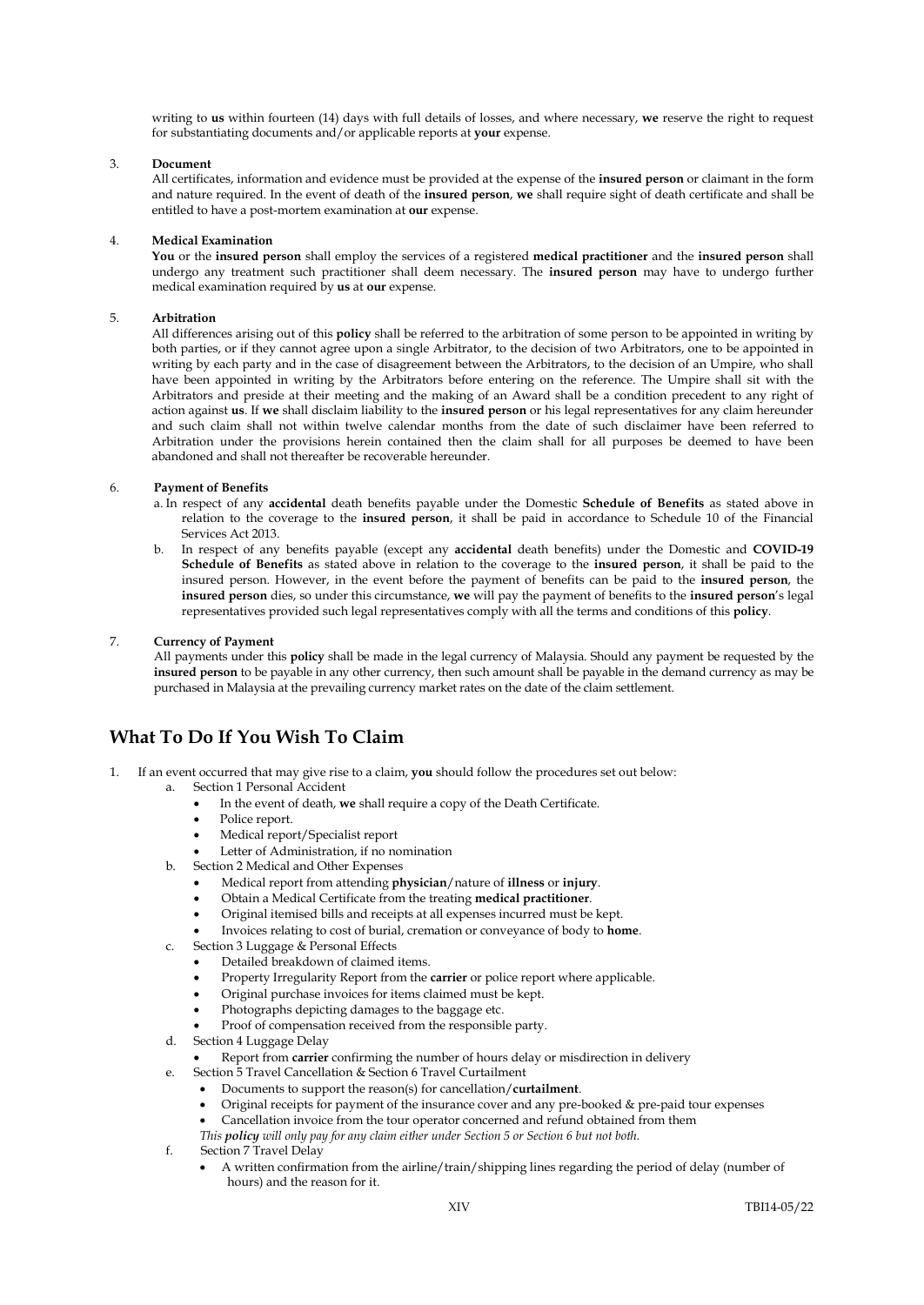writing to **us** within fourteen (14) days with full details of losses, and where necessary, **we** reserve the right to request for substantiating documents and/or applicable reports at **your** expense.

3. **Document**

   All certificates, information and evidence must be provided at the expense of the **insured person** or claimant in the form and nature required. In the event of death of the **insured person**, **we** shall require sight of death certificate and shall be entitled to have a post-mortem examination at **our** expense.

4. **Medical Examination**

   **You** or the **insured person** shall employ the services of a registered **medical practitioner** and the **insured person** shall undergo any treatment such practitioner shall deem necessary. The **insured person** may have to undergo further medical examination required by **us** at **our** expense.

5. **Arbitration**

   All differences arising out of this **policy** shall be referred to the arbitration of some person to be appointed in writing by both parties, or if they cannot agree upon a single Arbitrator, to the decision of two Arbitrators, one to be appointed in writing by each party and in the case of disagreement between the Arbitrators, to the decision of an Umpire, who shall have been appointed in writing by the Arbitrators before entering on the reference. The Umpire shall sit with the Arbitrators and preside at their meeting and the making of an Award shall be a condition precedent to any right of action against **us**. If **we** shall disclaim liability to the **insured person** or his legal representatives for any claim hereunder and such claim shall not within twelve calendar months from the date of such disclaimer have been referred to Arbitration under the provisions herein contained then the claim shall for all purposes be deemed to have been abandoned and shall not thereafter be recoverable hereunder.

6. **Payment of Benefits**

   a. In respect of any **accidental** death benefits payable under the Domestic **Schedule of Benefits** as stated above in relation to the coverage to the **insured person**, it shall be paid in accordance to Schedule 10 of the Financial Services Act 2013.

   b. In respect of any benefits payable (except any **accidental** death benefits) under the Domestic and **COVID-19 Schedule of Benefits** as stated above in relation to the coverage to the **insured person**, it shall be paid to the insured person. However, in the event before the payment of benefits can be paid to the **insured person**, the **insured person** dies, so under this circumstance, **we** will pay the payment of benefits to the **insured person**'s legal representatives provided such legal representatives comply with all the terms and conditions of this **policy**.

7. **Currency of Payment**

   All payments under this **policy** shall be made in the legal currency of Malaysia. Should any payment be requested by the **insured person** to be payable in any other currency, then such amount shall be payable in the demand currency as may be purchased in Malaysia at the prevailing currency market rates on the date of the claim settlement.

## What To Do If You Wish To Claim

1. If an event occurred that may give rise to a claim, **you** should follow the procedures set out below:
   a. Section 1 Personal Accident
      - In the event of death, **we** shall require a copy of the Death Certificate.
      - Police report.
      - Medical report/Specialist report
      - Letter of Administration, if no nomination
   b. Section 2 Medical and Other Expenses
      - Medical report from attending **physician**/nature of **illness** or **injury**.
      - Obtain a Medical Certificate from the treating **medical practitioner**.
      - Original itemised bills and receipts at all expenses incurred must be kept.
      - Invoices relating to cost of burial, cremation or conveyance of body to **home**.
   c. Section 3 Luggage & Personal Effects
      - Detailed breakdown of claimed items.
      - Property Irregularity Report from the **carrier** or police report where applicable.
      - Original purchase invoices for items claimed must be kept.
      - Photographs depicting damages to the baggage etc.
      - Proof of compensation received from the responsible party.
   d. Section 4 Luggage Delay
      - Report from **carrier** confirming the number of hours delay or misdirection in delivery
   e. Section 5 Travel Cancellation & Section 6 Travel Curtailment
      - Documents to support the reason(s) for cancellation/**curtailment**.
      - Original receipts for payment of the insurance cover and any pre-booked & pre-paid tour expenses
      - Cancellation invoice from the tour operator concerned and refund obtained from them

      *This **policy** will only pay for any claim either under Section 5 or Section 6 but not both.*
   f. Section 7 Travel Delay
      - A written confirmation from the airline/train/shipping lines regarding the period of delay (number of hours) and the reason for it.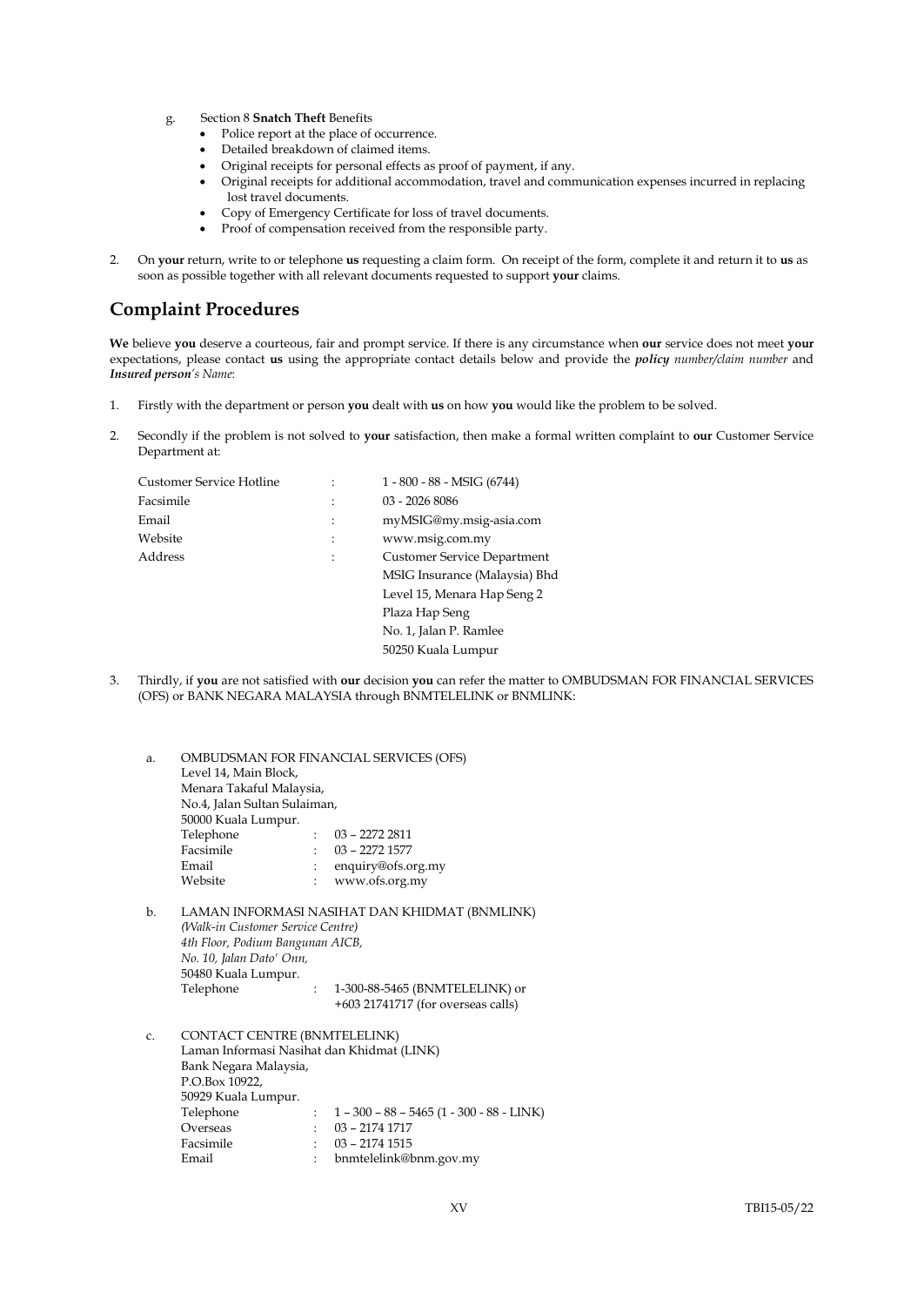g. Section 8 **Snatch Theft** Benefits
   - Police report at the place of occurrence.
   - Detailed breakdown of claimed items.
   - Original receipts for personal effects as proof of payment, if any.
   - Original receipts for additional accommodation, travel and communication expenses incurred in replacing lost travel documents.
   - Copy of Emergency Certificate for loss of travel documents.
   - Proof of compensation received from the responsible party.

2. On **your** return, write to or telephone **us** requesting a claim form. On receipt of the form, complete it and return it to **us** as soon as possible together with all relevant documents requested to support **your** claims.

## Complaint Procedures

**We** believe **you** deserve a courteous, fair and prompt service. If there is any circumstance when **our** service does not meet **your** expectations, please contact **us** using the appropriate contact details below and provide the ***policy*** *number/claim number* and ***Insured person****'s Name*:

1. Firstly with the department or person **you** dealt with **us** on how **you** would like the problem to be solved.

2. Secondly if the problem is not solved to **your** satisfaction, then make a formal written complaint to **our** Customer Service Department at:

| | | |
|---|---|---|
| Customer Service Hotline | : | 1 - 800 - 88 - MSIG (6744) |
| Facsimile | : | 03 - 2026 8086 |
| Email | : | myMSIG@my.msig-asia.com |
| Website | : | www.msig.com.my |
| Address | : | Customer Service Department<br>MSIG Insurance (Malaysia) Bhd<br>Level 15, Menara Hap Seng 2<br>Plaza Hap Seng<br>No. 1, Jalan P. Ramlee<br>50250 Kuala Lumpur |

3. Thirdly, if **you** are not satisfied with **our** decision **you** can refer the matter to OMBUDSMAN FOR FINANCIAL SERVICES (OFS) or BANK NEGARA MALAYSIA through BNMTELELINK or BNMLINK:

a. OMBUDSMAN FOR FINANCIAL SERVICES (OFS)
Level 14, Main Block,
Menara Takaful Malaysia,
No.4, Jalan Sultan Sulaiman,
50000 Kuala Lumpur.

| | | |
|---|---|---|
| Telephone | : | 03 – 2272 2811 |
| Facsimile | : | 03 – 2272 1577 |
| Email | : | enquiry@ofs.org.my |
| Website | : | www.ofs.org.my |

b. LAMAN INFORMASI NASIHAT DAN KHIDMAT (BNMLINK)
*(Walk-in Customer Service Centre)*
*4th Floor, Podium Bangunan AICB,*
*No. 10, Jalan Dato' Onn,*
50480 Kuala Lumpur.

| | | |
|---|---|---|
| Telephone | : | 1-300-88-5465 (BNMTELELINK) or<br>+603 21741717 (for overseas calls) |

c. CONTACT CENTRE (BNMTELELINK)
Laman Informasi Nasihat dan Khidmat (LINK)
Bank Negara Malaysia,
P.O.Box 10922,
50929 Kuala Lumpur.

| | | |
|---|---|---|
| Telephone | : | 1 – 300 – 88 – 5465 (1 - 300 - 88 - LINK) |
| Overseas | : | 03 – 2174 1717 |
| Facsimile | : | 03 – 2174 1515 |
| Email | : | bnmtelelink@bnm.gov.my |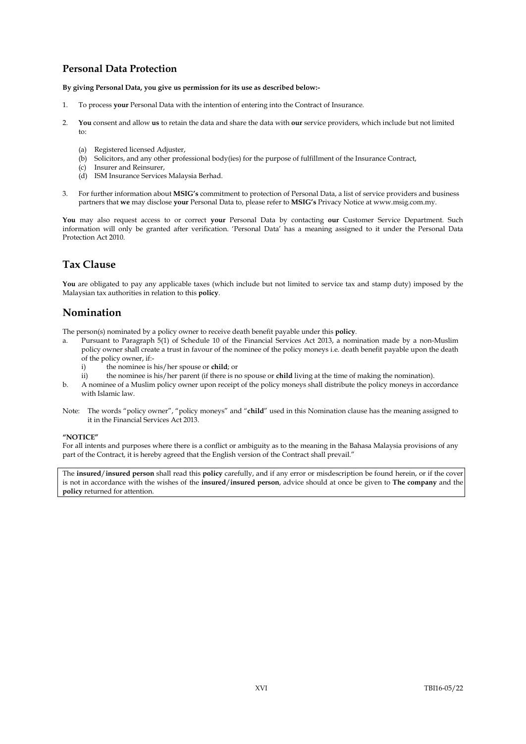## Personal Data Protection

**By giving Personal Data, you give us permission for its use as described below:-**

1. To process **your** Personal Data with the intention of entering into the Contract of Insurance.

2. **You** consent and allow **us** to retain the data and share the data with **our** service providers, which include but not limited to:

   (a) Registered licensed Adjuster,
   (b) Solicitors, and any other professional body(ies) for the purpose of fulfillment of the Insurance Contract,
   (c) Insurer and Reinsurer,
   (d) ISM Insurance Services Malaysia Berhad.

3. For further information about **MSIG's** commitment to protection of Personal Data, a list of service providers and business partners that **we** may disclose **your** Personal Data to, please refer to **MSIG's** Privacy Notice at www.msig.com.my.

**You** may also request access to or correct **your** Personal Data by contacting **our** Customer Service Department. Such information will only be granted after verification. 'Personal Data' has a meaning assigned to it under the Personal Data Protection Act 2010.

## Tax Clause

**You** are obligated to pay any applicable taxes (which include but not limited to service tax and stamp duty) imposed by the Malaysian tax authorities in relation to this **policy**.

## Nomination

The person(s) nominated by a policy owner to receive death benefit payable under this **policy**.

a. Pursuant to Paragraph 5(1) of Schedule 10 of the Financial Services Act 2013, a nomination made by a non-Muslim policy owner shall create a trust in favour of the nominee of the policy moneys i.e. death benefit payable upon the death of the policy owner, if:-
   i) the nominee is his/her spouse or **child**; or
   ii) the nominee is his/her parent (if there is no spouse or **child** living at the time of making the nomination).
b. A nominee of a Muslim policy owner upon receipt of the policy moneys shall distribute the policy moneys in accordance with Islamic law.

Note: The words "policy owner", "policy moneys" and "**child**" used in this Nomination clause has the meaning assigned to it in the Financial Services Act 2013.

**"NOTICE"**

For all intents and purposes where there is a conflict or ambiguity as to the meaning in the Bahasa Malaysia provisions of any part of the Contract, it is hereby agreed that the English version of the Contract shall prevail."

The **insured/insured person** shall read this **policy** carefully, and if any error or misdescription be found herein, or if the cover is not in accordance with the wishes of the **insured/insured person**, advice should at once be given to **The company** and the **policy** returned for attention.